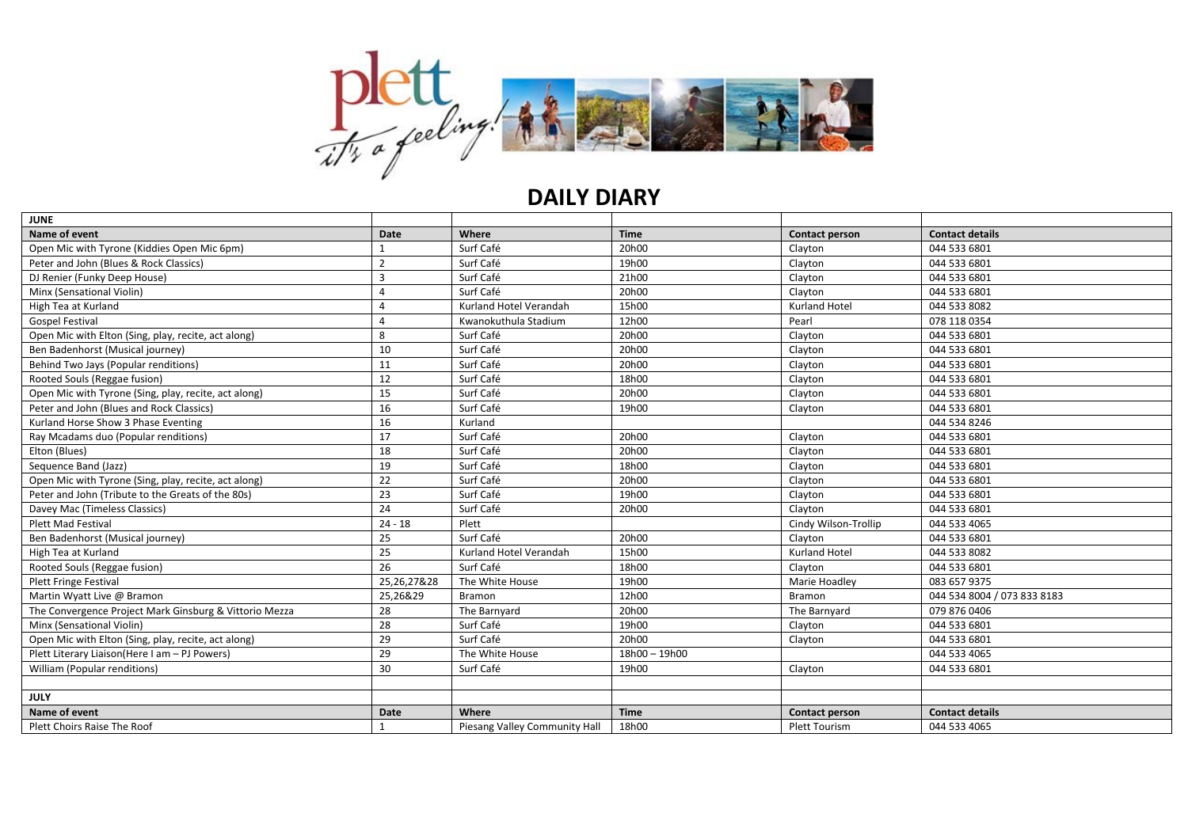# DAILY DIARY

| JUNE | | | | | |
|---|---|---|---|---|---|
| **Name of event** | **Date** | **Where** | **Time** | **Contact person** | **Contact details** |
| Open Mic with Tyrone (Kiddies Open Mic 6pm) | 1 | Surf Café | 20h00 | Clayton | 044 533 6801 |
| Peter and John (Blues & Rock Classics) | 2 | Surf Café | 19h00 | Clayton | 044 533 6801 |
| DJ Renier (Funky Deep House) | 3 | Surf Café | 21h00 | Clayton | 044 533 6801 |
| Minx (Sensational Violin) | 4 | Surf Café | 20h00 | Clayton | 044 533 6801 |
| High Tea at Kurland | 4 | Kurland Hotel Verandah | 15h00 | Kurland Hotel | 044 533 8082 |
| Gospel Festival | 4 | Kwanokuthula Stadium | 12h00 | Pearl | 078 118 0354 |
| Open Mic with Elton (Sing, play, recite, act along) | 8 | Surf Café | 20h00 | Clayton | 044 533 6801 |
| Ben Badenhorst (Musical journey) | 10 | Surf Café | 20h00 | Clayton | 044 533 6801 |
| Behind Two Jays (Popular renditions) | 11 | Surf Café | 20h00 | Clayton | 044 533 6801 |
| Rooted Souls (Reggae fusion) | 12 | Surf Café | 18h00 | Clayton | 044 533 6801 |
| Open Mic with Tyrone (Sing, play, recite, act along) | 15 | Surf Café | 20h00 | Clayton | 044 533 6801 |
| Peter and John (Blues and Rock Classics) | 16 | Surf Café | 19h00 | Clayton | 044 533 6801 |
| Kurland Horse Show 3 Phase Eventing | 16 | Kurland | | | 044 534 8246 |
| Ray Mcadams duo (Popular renditions) | 17 | Surf Café | 20h00 | Clayton | 044 533 6801 |
| Elton (Blues) | 18 | Surf Café | 20h00 | Clayton | 044 533 6801 |
| Sequence Band (Jazz) | 19 | Surf Café | 18h00 | Clayton | 044 533 6801 |
| Open Mic with Tyrone (Sing, play, recite, act along) | 22 | Surf Café | 20h00 | Clayton | 044 533 6801 |
| Peter and John (Tribute to the Greats of the 80s) | 23 | Surf Café | 19h00 | Clayton | 044 533 6801 |
| Davey Mac (Timeless Classics) | 24 | Surf Café | 20h00 | Clayton | 044 533 6801 |
| Plett Mad Festival | 24 - 18 | Plett | | Cindy Wilson-Trollip | 044 533 4065 |
| Ben Badenhorst (Musical journey) | 25 | Surf Café | 20h00 | Clayton | 044 533 6801 |
| High Tea at Kurland | 25 | Kurland Hotel Verandah | 15h00 | Kurland Hotel | 044 533 8082 |
| Rooted Souls (Reggae fusion) | 26 | Surf Café | 18h00 | Clayton | 044 533 6801 |
| Plett Fringe Festival | 25,26,27&28 | The White House | 19h00 | Marie Hoadley | 083 657 9375 |
| Martin Wyatt Live @ Bramon | 25,26&29 | Bramon | 12h00 | Bramon | 044 534 8004 / 073 833 8183 |
| The Convergence Project Mark Ginsburg & Vittorio Mezza | 28 | The Barnyard | 20h00 | The Barnyard | 079 876 0406 |
| Minx (Sensational Violin) | 28 | Surf Café | 19h00 | Clayton | 044 533 6801 |
| Open Mic with Elton (Sing, play, recite, act along) | 29 | Surf Café | 20h00 | Clayton | 044 533 6801 |
| Plett Literary Liaison(Here I am – PJ Powers) | 29 | The White House | 18h00 – 19h00 | | 044 533 4065 |
| William (Popular renditions) | 30 | Surf Café | 19h00 | Clayton | 044 533 6801 |
| | | | | | |
| **JULY** | | | | | |
| **Name of event** | **Date** | **Where** | **Time** | **Contact person** | **Contact details** |
| Plett Choirs Raise The Roof | 1 | Piesang Valley Community Hall | 18h00 | Plett Tourism | 044 533 4065 |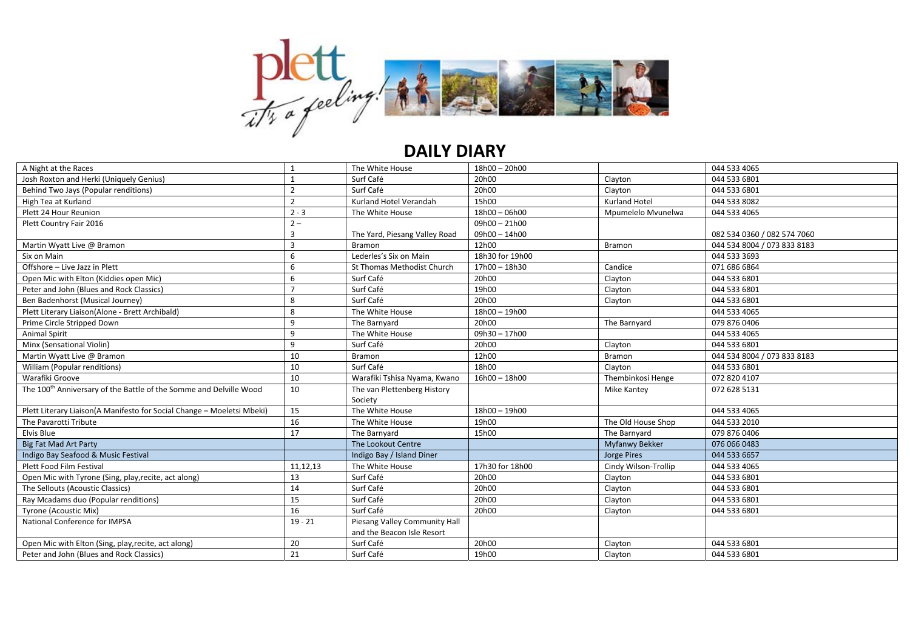## DAILY DIARY

| | | | | | |
|---|---|---|---|---|---|
| A Night at the Races | 1 | The White House | 18h00 – 20h00 | | 044 533 4065 |
| Josh Roxton and Herki (Uniquely Genius) | 1 | Surf Café | 20h00 | Clayton | 044 533 6801 |
| Behind Two Jays (Popular renditions) | 2 | Surf Café | 20h00 | Clayton | 044 533 6801 |
| High Tea at Kurland | 2 | Kurland Hotel Verandah | 15h00 | Kurland Hotel | 044 533 8082 |
| Plett 24 Hour Reunion | 2 - 3 | The White House | 18h00 – 06h00 | Mpumelelo Mvunelwa | 044 533 4065 |
| Plett Country Fair 2016 | 2 – 3 | The Yard, Piesang Valley Road | 09h00 – 21h00 09h00 – 14h00 | | 082 534 0360 / 082 574 7060 |
| Martin Wyatt Live @ Bramon | 3 | Bramon | 12h00 | Bramon | 044 534 8004 / 073 833 8183 |
| Six on Main | 6 | Lederles's Six on Main | 18h30 for 19h00 | | 044 533 3693 |
| Offshore – Live Jazz in Plett | 6 | St Thomas Methodist Church | 17h00 – 18h30 | Candice | 071 686 6864 |
| Open Mic with Elton (Kiddies open Mic) | 6 | Surf Café | 20h00 | Clayton | 044 533 6801 |
| Peter and John (Blues and Rock Classics) | 7 | Surf Café | 19h00 | Clayton | 044 533 6801 |
| Ben Badenhorst (Musical Journey) | 8 | Surf Café | 20h00 | Clayton | 044 533 6801 |
| Plett Literary Liaison(Alone - Brett Archibald) | 8 | The White House | 18h00 – 19h00 | | 044 533 4065 |
| Prime Circle Stripped Down | 9 | The Barnyard | 20h00 | The Barnyard | 079 876 0406 |
| Animal Spirit | 9 | The White House | 09h30 – 17h00 | | 044 533 4065 |
| Minx (Sensational Violin) | 9 | Surf Café | 20h00 | Clayton | 044 533 6801 |
| Martin Wyatt Live @ Bramon | 10 | Bramon | 12h00 | Bramon | 044 534 8004 / 073 833 8183 |
| William (Popular renditions) | 10 | Surf Café | 18h00 | Clayton | 044 533 6801 |
| Warafiki Groove | 10 | Warafiki Tshisa Nyama, Kwano | 16h00 – 18h00 | Thembinkosi Henge | 072 820 4107 |
| The 100th Anniversary of the Battle of the Somme and Delville Wood | 10 | The van Plettenberg History Society | | Mike Kantey | 072 628 5131 |
| Plett Literary Liaison(A Manifesto for Social Change – Moeletsi Mbeki) | 15 | The White House | 18h00 – 19h00 | | 044 533 4065 |
| The Pavarotti Tribute | 16 | The White House | 19h00 | The Old House Shop | 044 533 2010 |
| Elvis Blue | 17 | The Barnyard | 15h00 | The Barnyard | 079 876 0406 |
| Big Fat Mad Art Party | | The Lookout Centre | | Myfanwy Bekker | 076 066 0483 |
| Indigo Bay Seafood & Music Festival | | Indigo Bay / Island Diner | | Jorge Pires | 044 533 6657 |
| Plett Food Film Festival | 11,12,13 | The White House | 17h30 for 18h00 | Cindy Wilson-Trollip | 044 533 4065 |
| Open Mic with Tyrone (Sing, play,recite, act along) | 13 | Surf Café | 20h00 | Clayton | 044 533 6801 |
| The Sellouts (Acoustic Classics) | 14 | Surf Café | 20h00 | Clayton | 044 533 6801 |
| Ray Mcadams duo (Popular renditions) | 15 | Surf Café | 20h00 | Clayton | 044 533 6801 |
| Tyrone (Acoustic Mix) | 16 | Surf Café | 20h00 | Clayton | 044 533 6801 |
| National Conference for IMPSA | 19 - 21 | Piesang Valley Community Hall and the Beacon Isle Resort | | | |
| Open Mic with Elton (Sing, play,recite, act along) | 20 | Surf Café | 20h00 | Clayton | 044 533 6801 |
| Peter and John (Blues and Rock Classics) | 21 | Surf Café | 19h00 | Clayton | 044 533 6801 |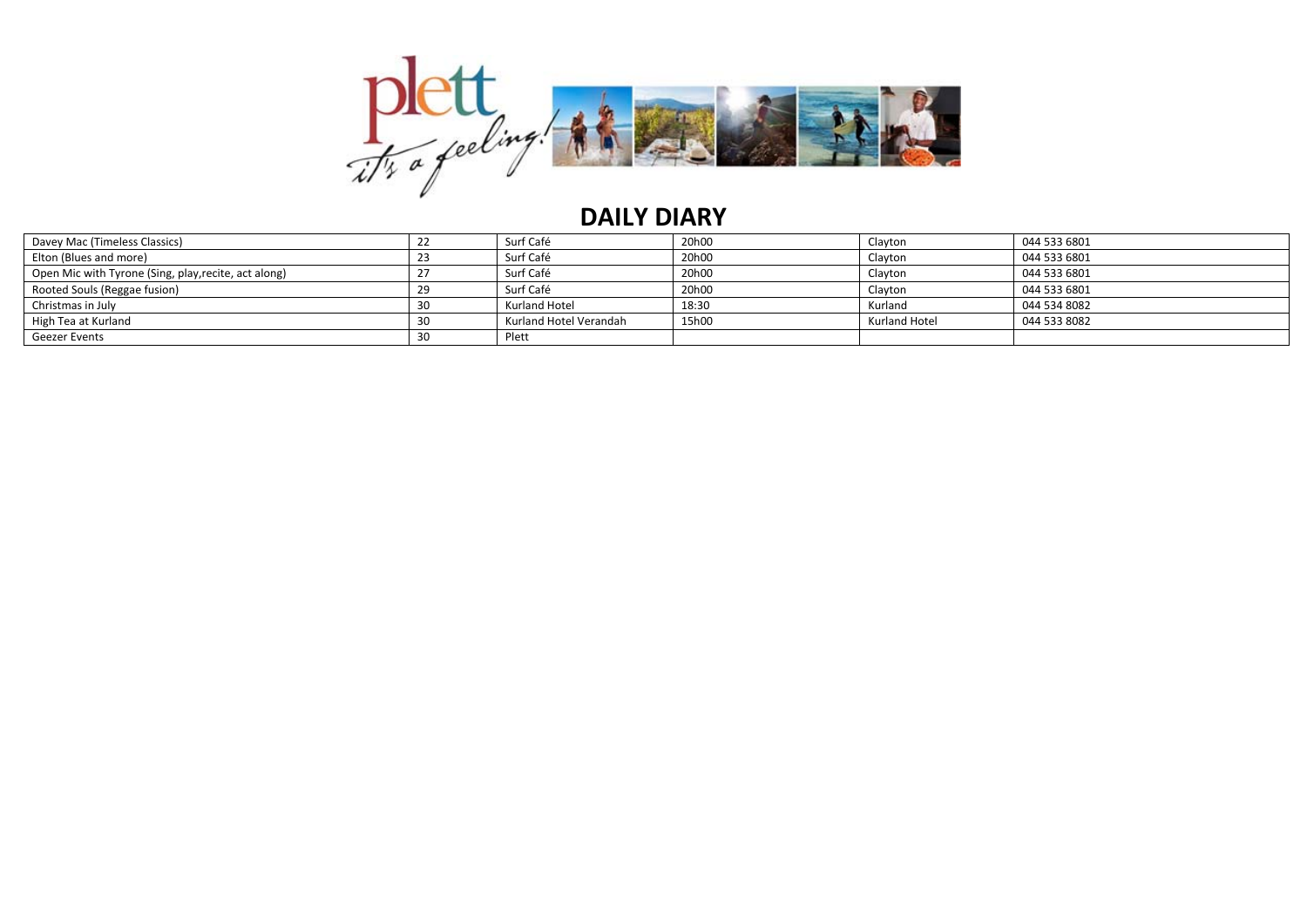# DAILY DIARY

| | | | | | |
|---|---|---|---|---|---|
| Davey Mac (Timeless Classics) | 22 | Surf Café | 20h00 | Clayton | 044 533 6801 |
| Elton (Blues and more) | 23 | Surf Café | 20h00 | Clayton | 044 533 6801 |
| Open Mic with Tyrone (Sing, play,recite, act along) | 27 | Surf Café | 20h00 | Clayton | 044 533 6801 |
| Rooted Souls (Reggae fusion) | 29 | Surf Café | 20h00 | Clayton | 044 533 6801 |
| Christmas in July | 30 | Kurland Hotel | 18:30 | Kurland | 044 534 8082 |
| High Tea at Kurland | 30 | Kurland Hotel Verandah | 15h00 | Kurland Hotel | 044 533 8082 |
| Geezer Events | 30 | Plett | | | |